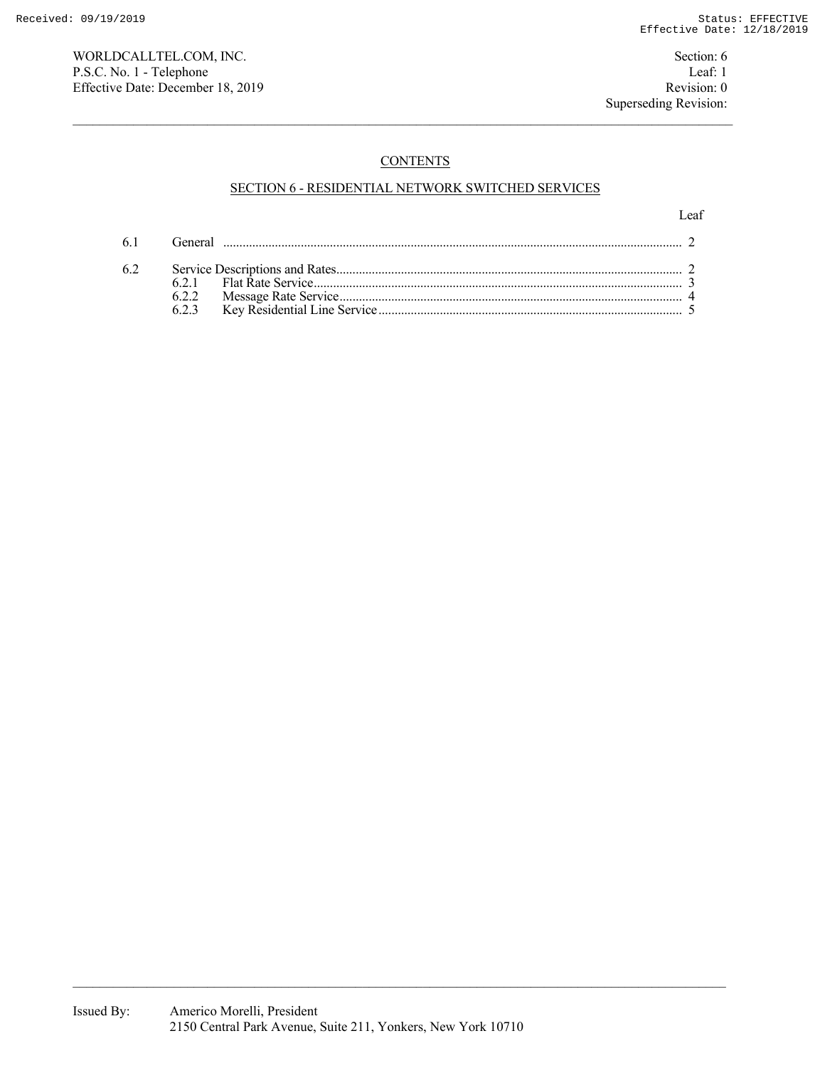WORLDCALLTEL.COM, INC.
P.S.C. No. 1 - Telephone
Effective Date: December 18, 2019

Section: 6
Leaf: 1
Revision: 0
Superseding Revision:

# CONTENTS

## SECTION 6 - RESIDENTIAL NETWORK SWITCHED SERVICES

| | | Leaf |
|---|---|---|
| 6.1 | General | 2 |
| 6.2 | Service Descriptions and Rates | 2 |
| | 6.2.1 Flat Rate Service | 3 |
| | 6.2.2 Message Rate Service | 4 |
| | 6.2.3 Key Residential Line Service | 5 |

Issued By: Americo Morelli, President
2150 Central Park Avenue, Suite 211, Yonkers, New York 10710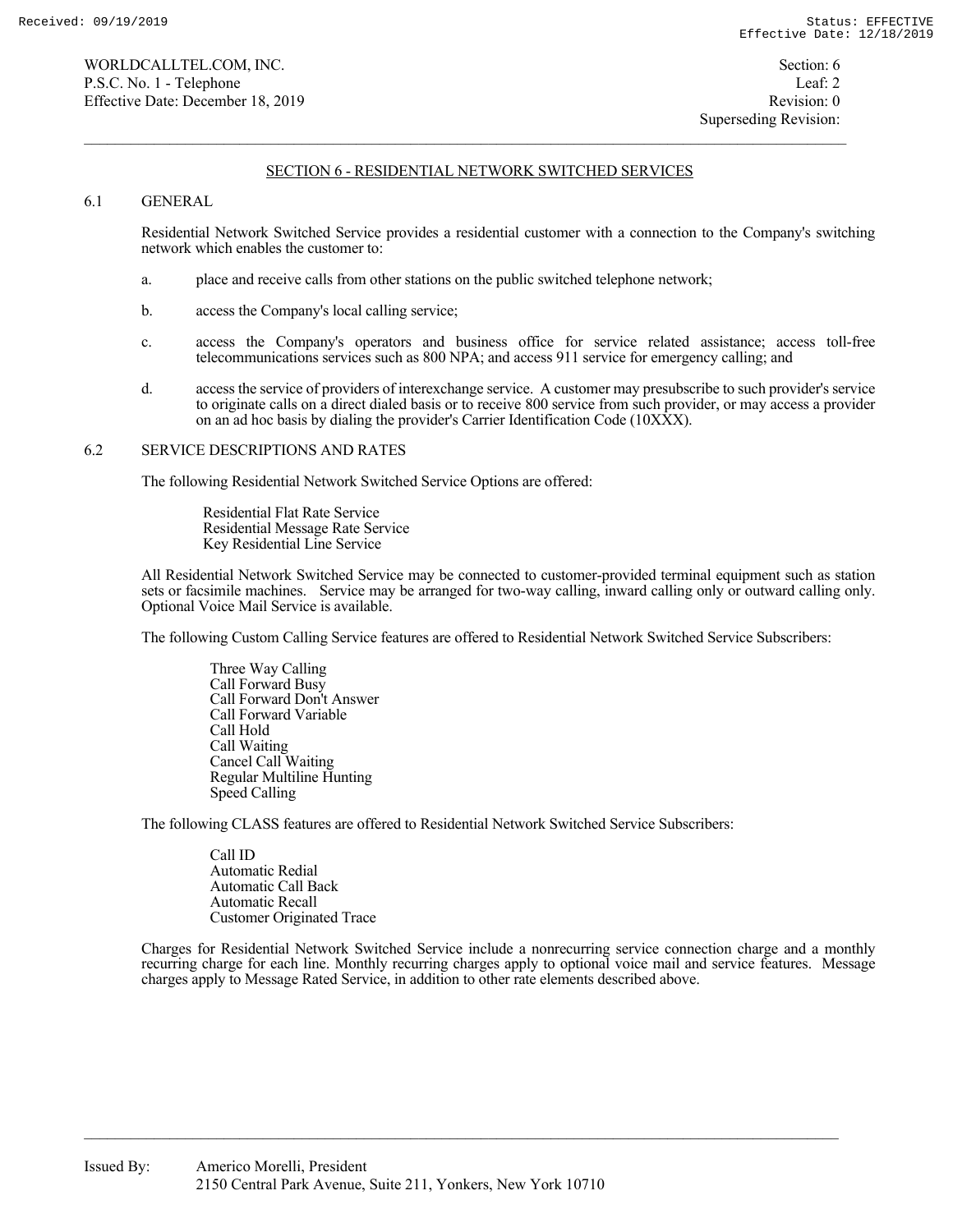## SECTION 6 - RESIDENTIAL NETWORK SWITCHED SERVICES

### 6.1 GENERAL

Residential Network Switched Service provides a residential customer with a connection to the Company's switching network which enables the customer to:

a. place and receive calls from other stations on the public switched telephone network;

b. access the Company's local calling service;

c. access the Company's operators and business office for service related assistance; access toll-free telecommunications services such as 800 NPA; and access 911 service for emergency calling; and

d. access the service of providers of interexchange service. A customer may presubscribe to such provider's service to originate calls on a direct dialed basis or to receive 800 service from such provider, or may access a provider on an ad hoc basis by dialing the provider's Carrier Identification Code (10XXX).

### 6.2 SERVICE DESCRIPTIONS AND RATES

The following Residential Network Switched Service Options are offered:

- Residential Flat Rate Service
- Residential Message Rate Service
- Key Residential Line Service

All Residential Network Switched Service may be connected to customer-provided terminal equipment such as station sets or facsimile machines. Service may be arranged for two-way calling, inward calling only or outward calling only. Optional Voice Mail Service is available.

The following Custom Calling Service features are offered to Residential Network Switched Service Subscribers:

- Three Way Calling
- Call Forward Busy
- Call Forward Don't Answer
- Call Forward Variable
- Call Hold
- Call Waiting
- Cancel Call Waiting
- Regular Multiline Hunting
- Speed Calling

The following CLASS features are offered to Residential Network Switched Service Subscribers:

- Call ID
- Automatic Redial
- Automatic Call Back
- Automatic Recall
- Customer Originated Trace

Charges for Residential Network Switched Service include a nonrecurring service connection charge and a monthly recurring charge for each line. Monthly recurring charges apply to optional voice mail and service features. Message charges apply to Message Rated Service, in addition to other rate elements described above.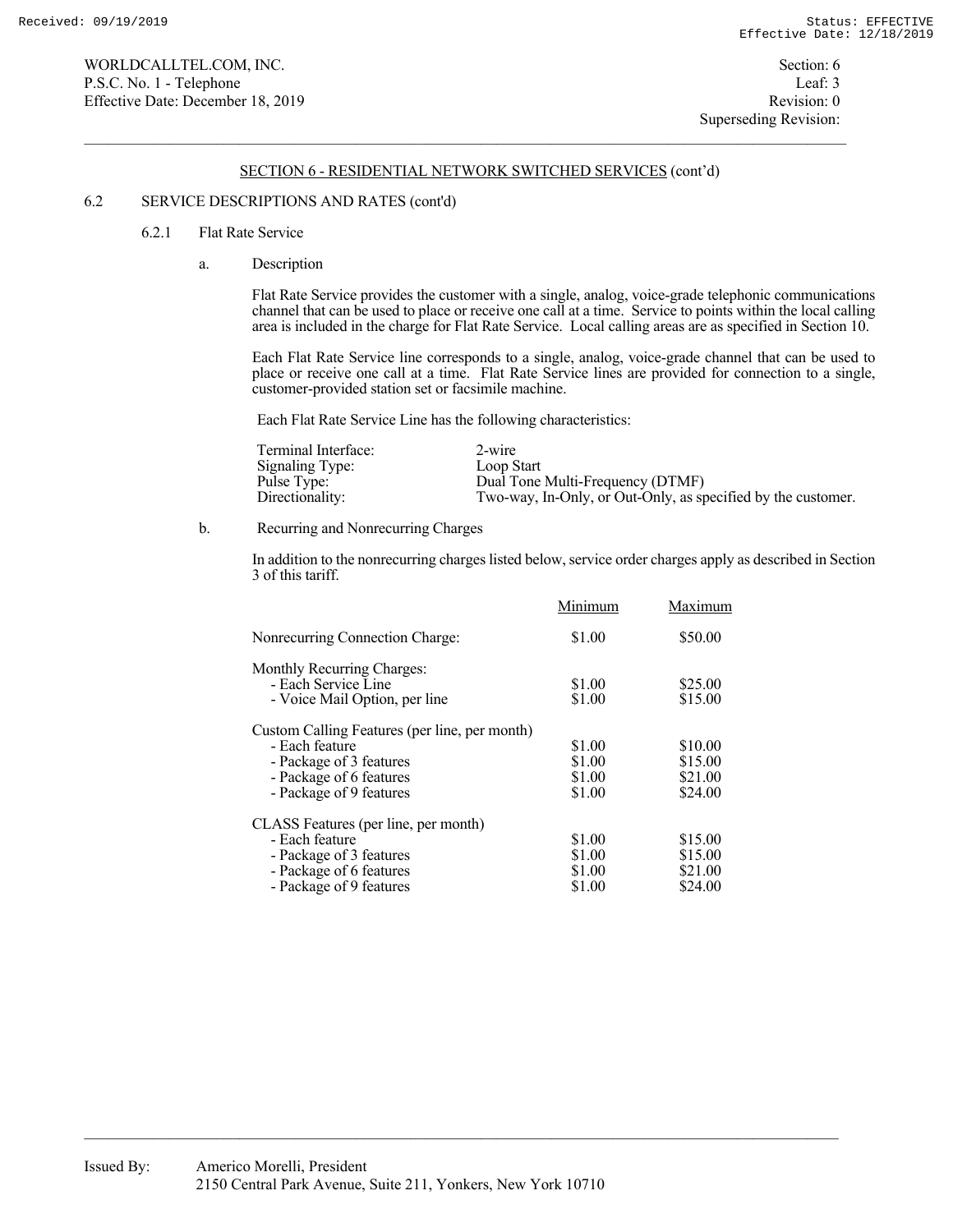## SECTION 6 - RESIDENTIAL NETWORK SWITCHED SERVICES (cont'd)

### 6.2 SERVICE DESCRIPTIONS AND RATES (cont'd)

#### 6.2.1 Flat Rate Service

a. Description

Flat Rate Service provides the customer with a single, analog, voice-grade telephonic communications channel that can be used to place or receive one call at a time. Service to points within the local calling area is included in the charge for Flat Rate Service. Local calling areas are as specified in Section 10.

Each Flat Rate Service line corresponds to a single, analog, voice-grade channel that can be used to place or receive one call at a time. Flat Rate Service lines are provided for connection to a single, customer-provided station set or facsimile machine.

Each Flat Rate Service Line has the following characteristics:

| | |
|---|---|
| Terminal Interface: | 2-wire |
| Signaling Type: | Loop Start |
| Pulse Type: | Dual Tone Multi-Frequency (DTMF) |
| Directionality: | Two-way, In-Only, or Out-Only, as specified by the customer. |

b. Recurring and Nonrecurring Charges

In addition to the nonrecurring charges listed below, service order charges apply as described in Section 3 of this tariff.

| | Minimum | Maximum |
|---|---|---|
| Nonrecurring Connection Charge: | $1.00 | $50.00 |
| Monthly Recurring Charges: | | |
| - Each Service Line | $1.00 | $25.00 |
| - Voice Mail Option, per line | $1.00 | $15.00 |
| Custom Calling Features (per line, per month) | | |
| - Each feature | $1.00 | $10.00 |
| - Package of 3 features | $1.00 | $15.00 |
| - Package of 6 features | $1.00 | $21.00 |
| - Package of 9 features | $1.00 | $24.00 |
| CLASS Features (per line, per month) | | |
| - Each feature | $1.00 | $15.00 |
| - Package of 3 features | $1.00 | $15.00 |
| - Package of 6 features | $1.00 | $21.00 |
| - Package of 9 features | $1.00 | $24.00 |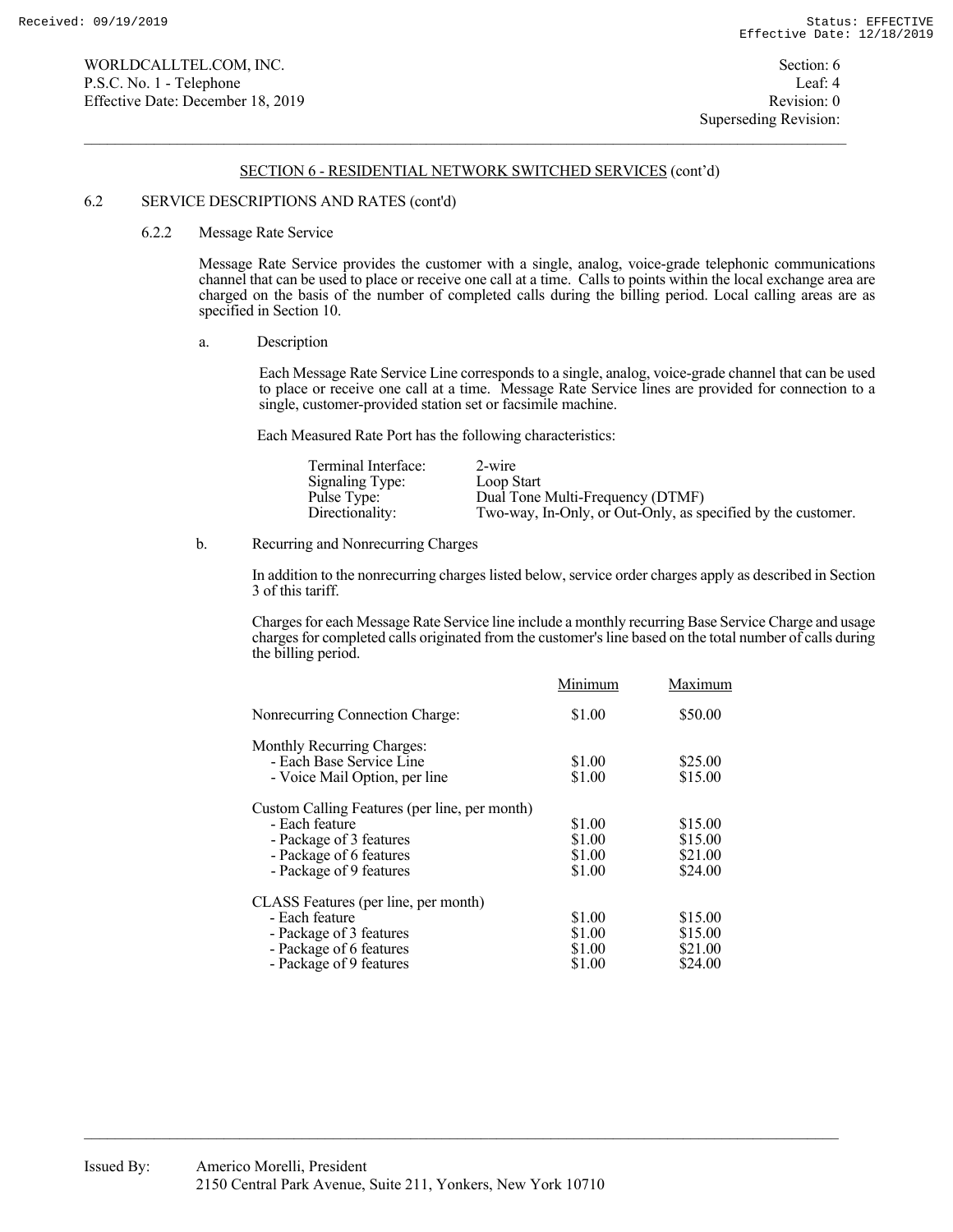WORLDCALLTEL.COM, INC.
P.S.C. No. 1 - Telephone
Effective Date: December 18, 2019

Section: 6
Leaf: 4
Revision: 0
Superseding Revision:

## SECTION 6 - RESIDENTIAL NETWORK SWITCHED SERVICES (cont'd)

### 6.2 SERVICE DESCRIPTIONS AND RATES (cont'd)

#### 6.2.2 Message Rate Service

Message Rate Service provides the customer with a single, analog, voice-grade telephonic communications channel that can be used to place or receive one call at a time. Calls to points within the local exchange area are charged on the basis of the number of completed calls during the billing period. Local calling areas are as specified in Section 10.

a. Description

Each Message Rate Service Line corresponds to a single, analog, voice-grade channel that can be used to place or receive one call at a time. Message Rate Service lines are provided for connection to a single, customer-provided station set or facsimile machine.

Each Measured Rate Port has the following characteristics:

| | |
|---|---|
| Terminal Interface: | 2-wire |
| Signaling Type: | Loop Start |
| Pulse Type: | Dual Tone Multi-Frequency (DTMF) |
| Directionality: | Two-way, In-Only, or Out-Only, as specified by the customer. |

b. Recurring and Nonrecurring Charges

In addition to the nonrecurring charges listed below, service order charges apply as described in Section 3 of this tariff.

Charges for each Message Rate Service line include a monthly recurring Base Service Charge and usage charges for completed calls originated from the customer's line based on the total number of calls during the billing period.

| | Minimum | Maximum |
|---|---|---|
| Nonrecurring Connection Charge: | $1.00 | $50.00 |
| Monthly Recurring Charges: | | |
| - Each Base Service Line | $1.00 | $25.00 |
| - Voice Mail Option, per line | $1.00 | $15.00 |
| Custom Calling Features (per line, per month) | | |
| - Each feature | $1.00 | $15.00 |
| - Package of 3 features | $1.00 | $15.00 |
| - Package of 6 features | $1.00 | $21.00 |
| - Package of 9 features | $1.00 | $24.00 |
| CLASS Features (per line, per month) | | |
| - Each feature | $1.00 | $15.00 |
| - Package of 3 features | $1.00 | $15.00 |
| - Package of 6 features | $1.00 | $21.00 |
| - Package of 9 features | $1.00 | $24.00 |

Issued By: Americo Morelli, President
2150 Central Park Avenue, Suite 211, Yonkers, New York 10710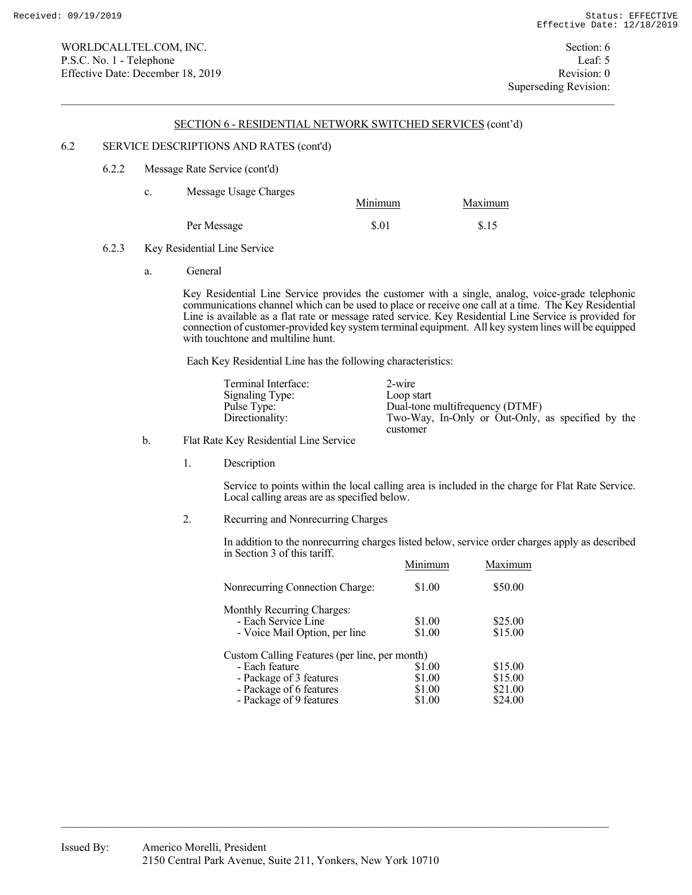WORLDCALLTEL.COM, INC.
P.S.C. No. 1 - Telephone
Effective Date: December 18, 2019

Section: 6
Leaf: 5
Revision: 0
Superseding Revision:

## SECTION 6 - RESIDENTIAL NETWORK SWITCHED SERVICES (cont'd)

### 6.2 SERVICE DESCRIPTIONS AND RATES (cont'd)

#### 6.2.2 Message Rate Service (cont'd)

c. Message Usage Charges

| | Minimum | Maximum |
|---|---|---|
| Per Message | $.01 | $.15 |

#### 6.2.3 Key Residential Line Service

a. General

Key Residential Line Service provides the customer with a single, analog, voice-grade telephonic communications channel which can be used to place or receive one call at a time. The Key Residential Line is available as a flat rate or message rated service. Key Residential Line Service is provided for connection of customer-provided key system terminal equipment. All key system lines will be equipped with touchtone and multiline hunt.

Each Key Residential Line has the following characteristics:

| | |
|---|---|
| Terminal Interface: | 2-wire |
| Signaling Type: | Loop start |
| Pulse Type: | Dual-tone multifrequency (DTMF) |
| Directionality: | Two-Way, In-Only or Out-Only, as specified by the customer |

b. Flat Rate Key Residential Line Service

1. Description

Service to points within the local calling area is included in the charge for Flat Rate Service. Local calling areas are as specified below.

2. Recurring and Nonrecurring Charges

In addition to the nonrecurring charges listed below, service order charges apply as described in Section 3 of this tariff.

| | Minimum | Maximum |
|---|---|---|
| Nonrecurring Connection Charge: | $1.00 | $50.00 |
| Monthly Recurring Charges: | | |
| - Each Service Line | $1.00 | $25.00 |
| - Voice Mail Option, per line | $1.00 | $15.00 |
| Custom Calling Features (per line, per month) | | |
| - Each feature | $1.00 | $15.00 |
| - Package of 3 features | $1.00 | $15.00 |
| - Package of 6 features | $1.00 | $21.00 |
| - Package of 9 features | $1.00 | $24.00 |

Issued By: Americo Morelli, President
2150 Central Park Avenue, Suite 211, Yonkers, New York 10710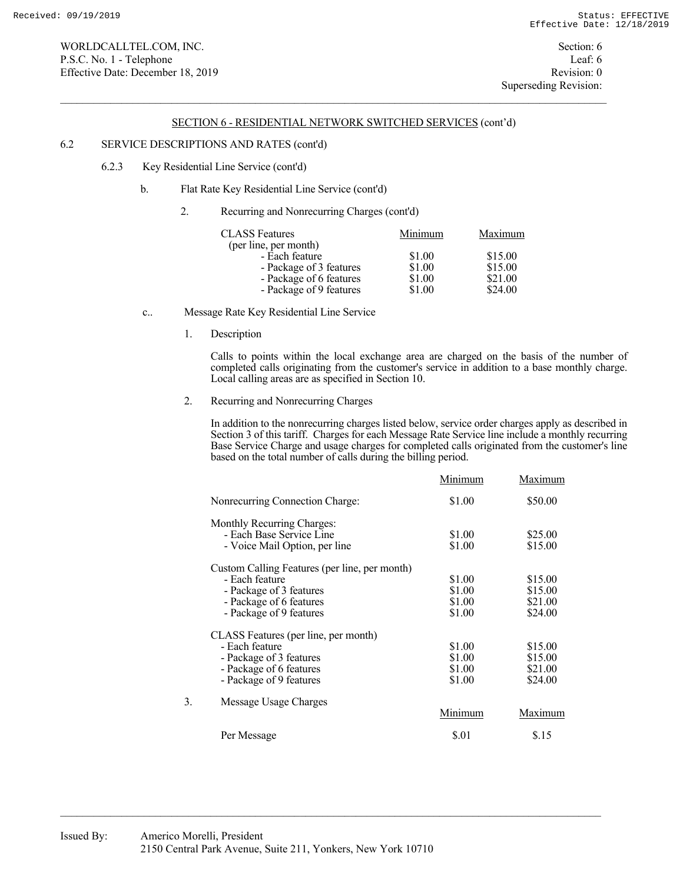WORLDCALLTEL.COM, INC.
P.S.C. No. 1 - Telephone
Effective Date: December 18, 2019

Section: 6
Leaf: 6
Revision: 0
Superseding Revision:

## SECTION 6 - RESIDENTIAL NETWORK SWITCHED SERVICES (cont'd)

6.2 SERVICE DESCRIPTIONS AND RATES (cont'd)

6.2.3 Key Residential Line Service (cont'd)

b. Flat Rate Key Residential Line Service (cont'd)

2. Recurring and Nonrecurring Charges (cont'd)

| CLASS Features (per line, per month) | Minimum | Maximum |
|---|---|---|
| - Each feature | $1.00 | $15.00 |
| - Package of 3 features | $1.00 | $15.00 |
| - Package of 6 features | $1.00 | $21.00 |
| - Package of 9 features | $1.00 | $24.00 |

c.. Message Rate Key Residential Line Service

1. Description

Calls to points within the local exchange area are charged on the basis of the number of completed calls originating from the customer's service in addition to a base monthly charge. Local calling areas are as specified in Section 10.

2. Recurring and Nonrecurring Charges

In addition to the nonrecurring charges listed below, service order charges apply as described in Section 3 of this tariff. Charges for each Message Rate Service line include a monthly recurring Base Service Charge and usage charges for completed calls originated from the customer's line based on the total number of calls during the billing period.

| | Minimum | Maximum |
|---|---|---|
| Nonrecurring Connection Charge: | $1.00 | $50.00 |
| Monthly Recurring Charges: | | |
| - Each Base Service Line | $1.00 | $25.00 |
| - Voice Mail Option, per line | $1.00 | $15.00 |
| Custom Calling Features (per line, per month) | | |
| - Each feature | $1.00 | $15.00 |
| - Package of 3 features | $1.00 | $15.00 |
| - Package of 6 features | $1.00 | $21.00 |
| - Package of 9 features | $1.00 | $24.00 |
| CLASS Features (per line, per month) | | |
| - Each feature | $1.00 | $15.00 |
| - Package of 3 features | $1.00 | $15.00 |
| - Package of 6 features | $1.00 | $21.00 |
| - Package of 9 features | $1.00 | $24.00 |

3. Message Usage Charges

| | Minimum | Maximum |
|---|---|---|
| Per Message | $.01 | $.15 |

Issued By: Americo Morelli, President
2150 Central Park Avenue, Suite 211, Yonkers, New York 10710